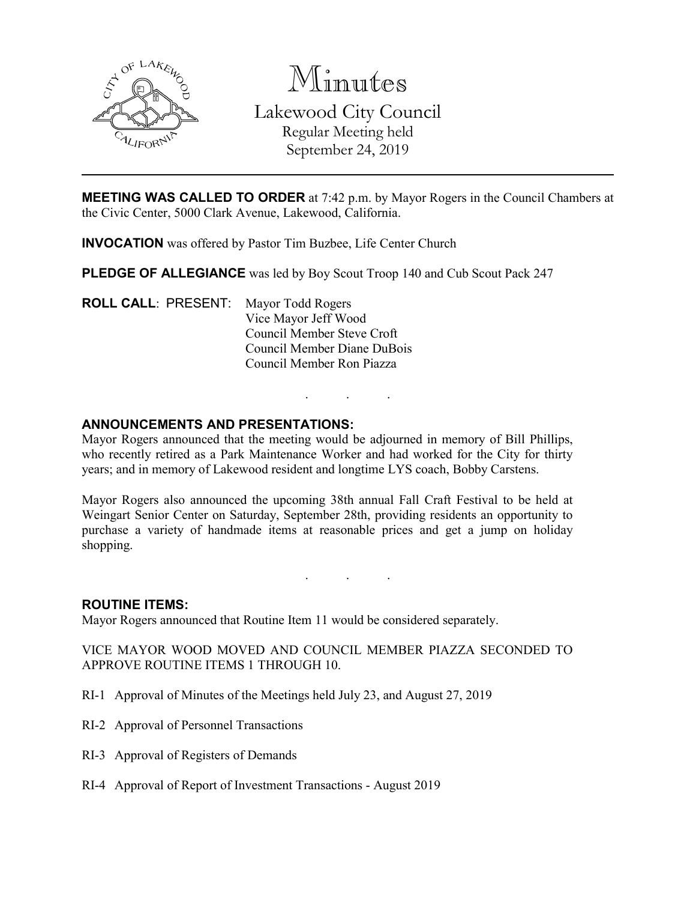# Minutes

## Lakewood City Council

Regular Meeting held
September 24, 2019

**MEETING WAS CALLED TO ORDER** at 7:42 p.m. by Mayor Rogers in the Council Chambers at the Civic Center, 5000 Clark Avenue, Lakewood, California.

**INVOCATION** was offered by Pastor Tim Buzbee, Life Center Church

**PLEDGE OF ALLEGIANCE** was led by Boy Scout Troop 140 and Cub Scout Pack 247

**ROLL CALL**: PRESENT: Mayor Todd Rogers
Vice Mayor Jeff Wood
Council Member Steve Croft
Council Member Diane DuBois
Council Member Ron Piazza

. . .

### ANNOUNCEMENTS AND PRESENTATIONS:

Mayor Rogers announced that the meeting would be adjourned in memory of Bill Phillips, who recently retired as a Park Maintenance Worker and had worked for the City for thirty years; and in memory of Lakewood resident and longtime LYS coach, Bobby Carstens.

Mayor Rogers also announced the upcoming 38th annual Fall Craft Festival to be held at Weingart Senior Center on Saturday, September 28th, providing residents an opportunity to purchase a variety of handmade items at reasonable prices and get a jump on holiday shopping.

. . .

### ROUTINE ITEMS:

Mayor Rogers announced that Routine Item 11 would be considered separately.

VICE MAYOR WOOD MOVED AND COUNCIL MEMBER PIAZZA SECONDED TO APPROVE ROUTINE ITEMS 1 THROUGH 10.

RI-1 Approval of Minutes of the Meetings held July 23, and August 27, 2019

RI-2 Approval of Personnel Transactions

RI-3 Approval of Registers of Demands

RI-4 Approval of Report of Investment Transactions - August 2019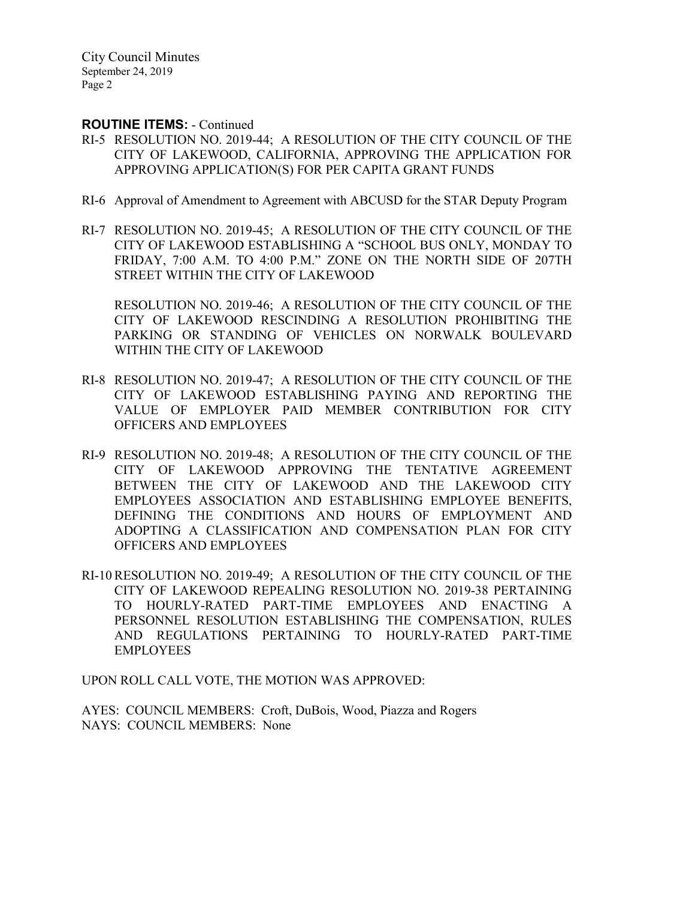**ROUTINE ITEMS:** - Continued

RI-5 RESOLUTION NO. 2019-44; A RESOLUTION OF THE CITY COUNCIL OF THE CITY OF LAKEWOOD, CALIFORNIA, APPROVING THE APPLICATION FOR APPROVING APPLICATION(S) FOR PER CAPITA GRANT FUNDS

RI-6 Approval of Amendment to Agreement with ABCUSD for the STAR Deputy Program

RI-7 RESOLUTION NO. 2019-45; A RESOLUTION OF THE CITY COUNCIL OF THE CITY OF LAKEWOOD ESTABLISHING A "SCHOOL BUS ONLY, MONDAY TO FRIDAY, 7:00 A.M. TO 4:00 P.M." ZONE ON THE NORTH SIDE OF 207TH STREET WITHIN THE CITY OF LAKEWOOD

RESOLUTION NO. 2019-46; A RESOLUTION OF THE CITY COUNCIL OF THE CITY OF LAKEWOOD RESCINDING A RESOLUTION PROHIBITING THE PARKING OR STANDING OF VEHICLES ON NORWALK BOULEVARD WITHIN THE CITY OF LAKEWOOD

RI-8 RESOLUTION NO. 2019-47; A RESOLUTION OF THE CITY COUNCIL OF THE CITY OF LAKEWOOD ESTABLISHING PAYING AND REPORTING THE VALUE OF EMPLOYER PAID MEMBER CONTRIBUTION FOR CITY OFFICERS AND EMPLOYEES

RI-9 RESOLUTION NO. 2019-48; A RESOLUTION OF THE CITY COUNCIL OF THE CITY OF LAKEWOOD APPROVING THE TENTATIVE AGREEMENT BETWEEN THE CITY OF LAKEWOOD AND THE LAKEWOOD CITY EMPLOYEES ASSOCIATION AND ESTABLISHING EMPLOYEE BENEFITS, DEFINING THE CONDITIONS AND HOURS OF EMPLOYMENT AND ADOPTING A CLASSIFICATION AND COMPENSATION PLAN FOR CITY OFFICERS AND EMPLOYEES

RI-10 RESOLUTION NO. 2019-49; A RESOLUTION OF THE CITY COUNCIL OF THE CITY OF LAKEWOOD REPEALING RESOLUTION NO. 2019-38 PERTAINING TO HOURLY-RATED PART-TIME EMPLOYEES AND ENACTING A PERSONNEL RESOLUTION ESTABLISHING THE COMPENSATION, RULES AND REGULATIONS PERTAINING TO HOURLY-RATED PART-TIME EMPLOYEES

UPON ROLL CALL VOTE, THE MOTION WAS APPROVED:

AYES: COUNCIL MEMBERS: Croft, DuBois, Wood, Piazza and Rogers
NAYS: COUNCIL MEMBERS: None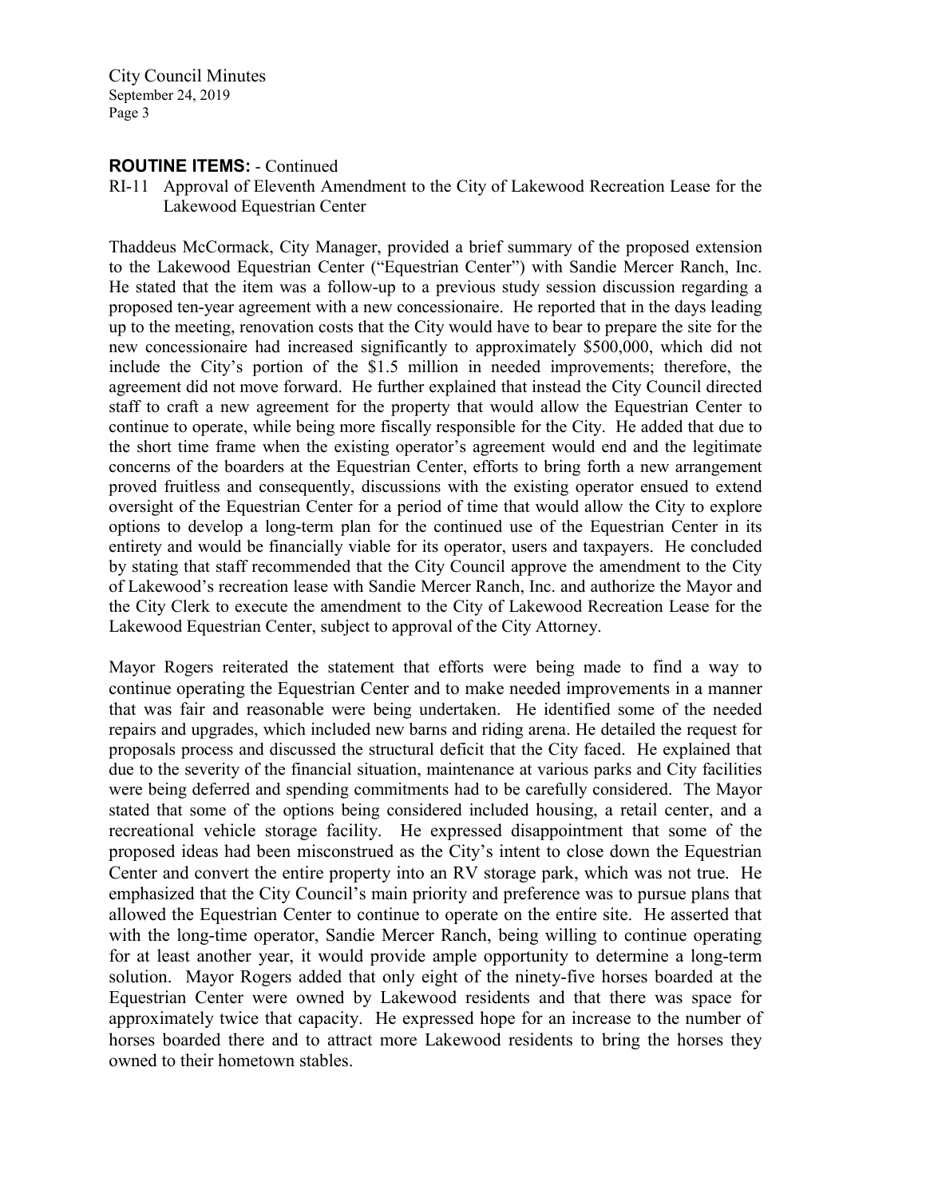**ROUTINE ITEMS:** - Continued

RI-11 Approval of Eleventh Amendment to the City of Lakewood Recreation Lease for the Lakewood Equestrian Center

Thaddeus McCormack, City Manager, provided a brief summary of the proposed extension to the Lakewood Equestrian Center ("Equestrian Center") with Sandie Mercer Ranch, Inc. He stated that the item was a follow-up to a previous study session discussion regarding a proposed ten-year agreement with a new concessionaire. He reported that in the days leading up to the meeting, renovation costs that the City would have to bear to prepare the site for the new concessionaire had increased significantly to approximately $500,000, which did not include the City's portion of the $1.5 million in needed improvements; therefore, the agreement did not move forward. He further explained that instead the City Council directed staff to craft a new agreement for the property that would allow the Equestrian Center to continue to operate, while being more fiscally responsible for the City. He added that due to the short time frame when the existing operator's agreement would end and the legitimate concerns of the boarders at the Equestrian Center, efforts to bring forth a new arrangement proved fruitless and consequently, discussions with the existing operator ensued to extend oversight of the Equestrian Center for a period of time that would allow the City to explore options to develop a long-term plan for the continued use of the Equestrian Center in its entirety and would be financially viable for its operator, users and taxpayers. He concluded by stating that staff recommended that the City Council approve the amendment to the City of Lakewood's recreation lease with Sandie Mercer Ranch, Inc. and authorize the Mayor and the City Clerk to execute the amendment to the City of Lakewood Recreation Lease for the Lakewood Equestrian Center, subject to approval of the City Attorney.

Mayor Rogers reiterated the statement that efforts were being made to find a way to continue operating the Equestrian Center and to make needed improvements in a manner that was fair and reasonable were being undertaken. He identified some of the needed repairs and upgrades, which included new barns and riding arena. He detailed the request for proposals process and discussed the structural deficit that the City faced. He explained that due to the severity of the financial situation, maintenance at various parks and City facilities were being deferred and spending commitments had to be carefully considered. The Mayor stated that some of the options being considered included housing, a retail center, and a recreational vehicle storage facility. He expressed disappointment that some of the proposed ideas had been misconstrued as the City's intent to close down the Equestrian Center and convert the entire property into an RV storage park, which was not true. He emphasized that the City Council's main priority and preference was to pursue plans that allowed the Equestrian Center to continue to operate on the entire site. He asserted that with the long-time operator, Sandie Mercer Ranch, being willing to continue operating for at least another year, it would provide ample opportunity to determine a long-term solution. Mayor Rogers added that only eight of the ninety-five horses boarded at the Equestrian Center were owned by Lakewood residents and that there was space for approximately twice that capacity. He expressed hope for an increase to the number of horses boarded there and to attract more Lakewood residents to bring the horses they owned to their hometown stables.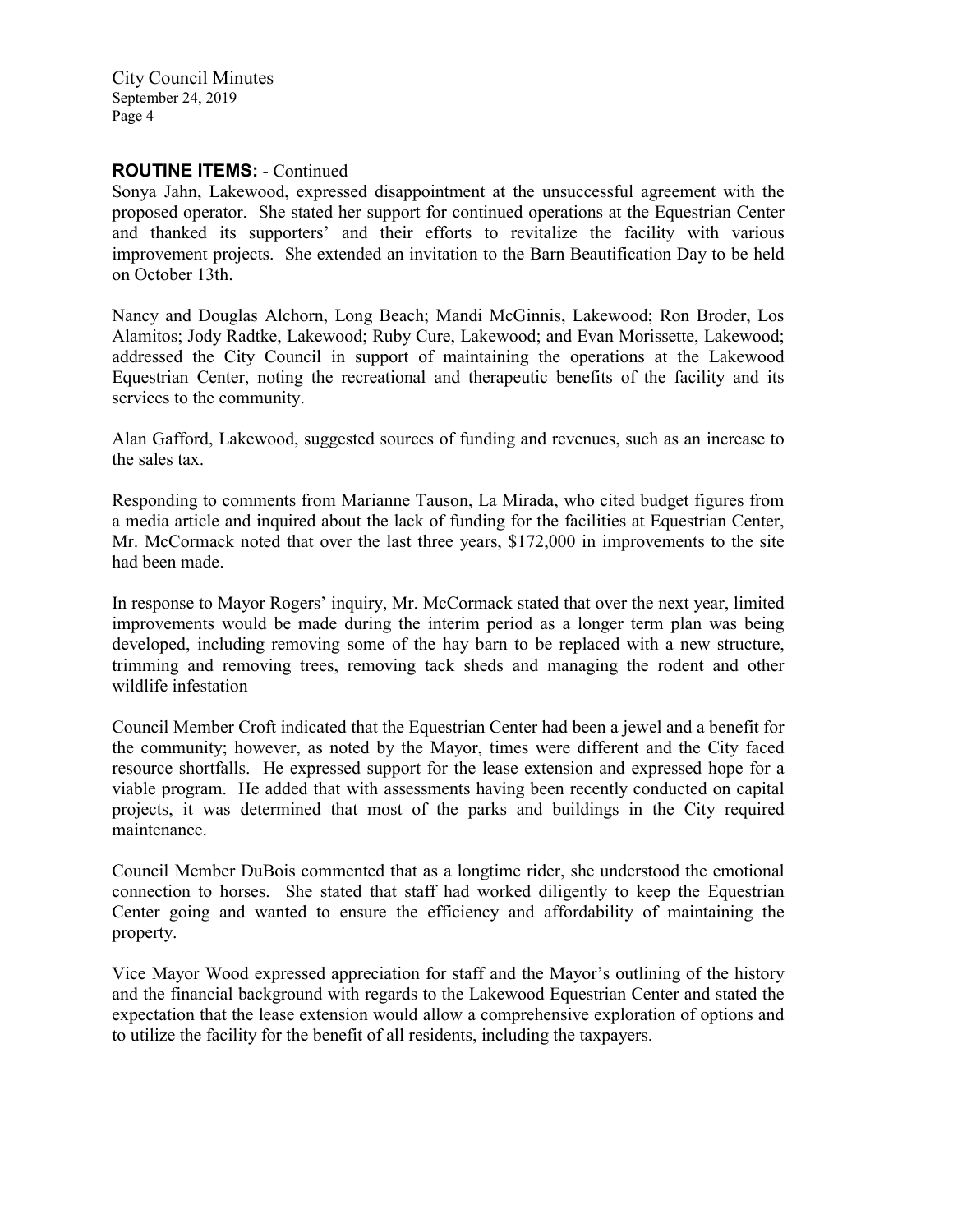**ROUTINE ITEMS:** - Continued

Sonya Jahn, Lakewood, expressed disappointment at the unsuccessful agreement with the proposed operator. She stated her support for continued operations at the Equestrian Center and thanked its supporters' and their efforts to revitalize the facility with various improvement projects. She extended an invitation to the Barn Beautification Day to be held on October 13th.

Nancy and Douglas Alchorn, Long Beach; Mandi McGinnis, Lakewood; Ron Broder, Los Alamitos; Jody Radtke, Lakewood; Ruby Cure, Lakewood; and Evan Morissette, Lakewood; addressed the City Council in support of maintaining the operations at the Lakewood Equestrian Center, noting the recreational and therapeutic benefits of the facility and its services to the community.

Alan Gafford, Lakewood, suggested sources of funding and revenues, such as an increase to the sales tax.

Responding to comments from Marianne Tauson, La Mirada, who cited budget figures from a media article and inquired about the lack of funding for the facilities at Equestrian Center, Mr. McCormack noted that over the last three years, $172,000 in improvements to the site had been made.

In response to Mayor Rogers' inquiry, Mr. McCormack stated that over the next year, limited improvements would be made during the interim period as a longer term plan was being developed, including removing some of the hay barn to be replaced with a new structure, trimming and removing trees, removing tack sheds and managing the rodent and other wildlife infestation

Council Member Croft indicated that the Equestrian Center had been a jewel and a benefit for the community; however, as noted by the Mayor, times were different and the City faced resource shortfalls. He expressed support for the lease extension and expressed hope for a viable program. He added that with assessments having been recently conducted on capital projects, it was determined that most of the parks and buildings in the City required maintenance.

Council Member DuBois commented that as a longtime rider, she understood the emotional connection to horses. She stated that staff had worked diligently to keep the Equestrian Center going and wanted to ensure the efficiency and affordability of maintaining the property.

Vice Mayor Wood expressed appreciation for staff and the Mayor's outlining of the history and the financial background with regards to the Lakewood Equestrian Center and stated the expectation that the lease extension would allow a comprehensive exploration of options and to utilize the facility for the benefit of all residents, including the taxpayers.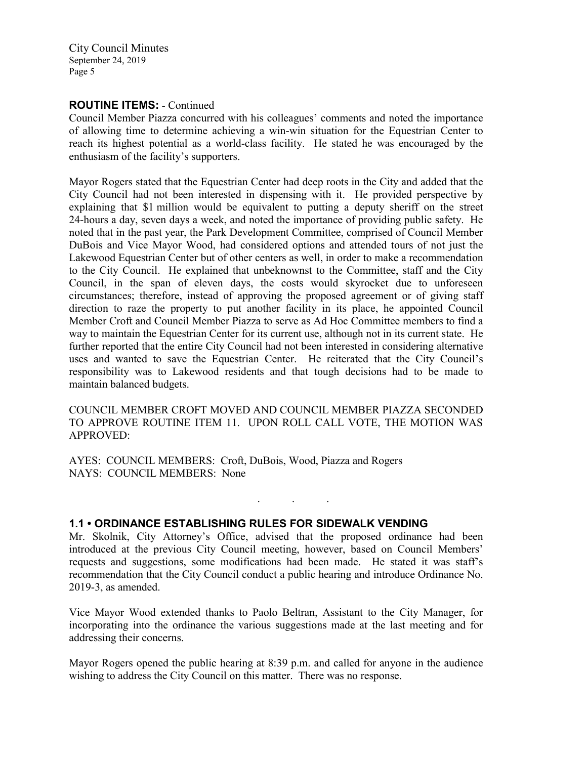**ROUTINE ITEMS:** - Continued

Council Member Piazza concurred with his colleagues' comments and noted the importance of allowing time to determine achieving a win-win situation for the Equestrian Center to reach its highest potential as a world-class facility. He stated he was encouraged by the enthusiasm of the facility's supporters.

Mayor Rogers stated that the Equestrian Center had deep roots in the City and added that the City Council had not been interested in dispensing with it. He provided perspective by explaining that $1 million would be equivalent to putting a deputy sheriff on the street 24-hours a day, seven days a week, and noted the importance of providing public safety. He noted that in the past year, the Park Development Committee, comprised of Council Member DuBois and Vice Mayor Wood, had considered options and attended tours of not just the Lakewood Equestrian Center but of other centers as well, in order to make a recommendation to the City Council. He explained that unbeknownst to the Committee, staff and the City Council, in the span of eleven days, the costs would skyrocket due to unforeseen circumstances; therefore, instead of approving the proposed agreement or of giving staff direction to raze the property to put another facility in its place, he appointed Council Member Croft and Council Member Piazza to serve as Ad Hoc Committee members to find a way to maintain the Equestrian Center for its current use, although not in its current state. He further reported that the entire City Council had not been interested in considering alternative uses and wanted to save the Equestrian Center. He reiterated that the City Council's responsibility was to Lakewood residents and that tough decisions had to be made to maintain balanced budgets.

COUNCIL MEMBER CROFT MOVED AND COUNCIL MEMBER PIAZZA SECONDED TO APPROVE ROUTINE ITEM 11. UPON ROLL CALL VOTE, THE MOTION WAS APPROVED:

AYES: COUNCIL MEMBERS: Croft, DuBois, Wood, Piazza and Rogers
NAYS: COUNCIL MEMBERS: None

. . .

## 1.1 • ORDINANCE ESTABLISHING RULES FOR SIDEWALK VENDING

Mr. Skolnik, City Attorney's Office, advised that the proposed ordinance had been introduced at the previous City Council meeting, however, based on Council Members' requests and suggestions, some modifications had been made. He stated it was staff's recommendation that the City Council conduct a public hearing and introduce Ordinance No. 2019-3, as amended.

Vice Mayor Wood extended thanks to Paolo Beltran, Assistant to the City Manager, for incorporating into the ordinance the various suggestions made at the last meeting and for addressing their concerns.

Mayor Rogers opened the public hearing at 8:39 p.m. and called for anyone in the audience wishing to address the City Council on this matter. There was no response.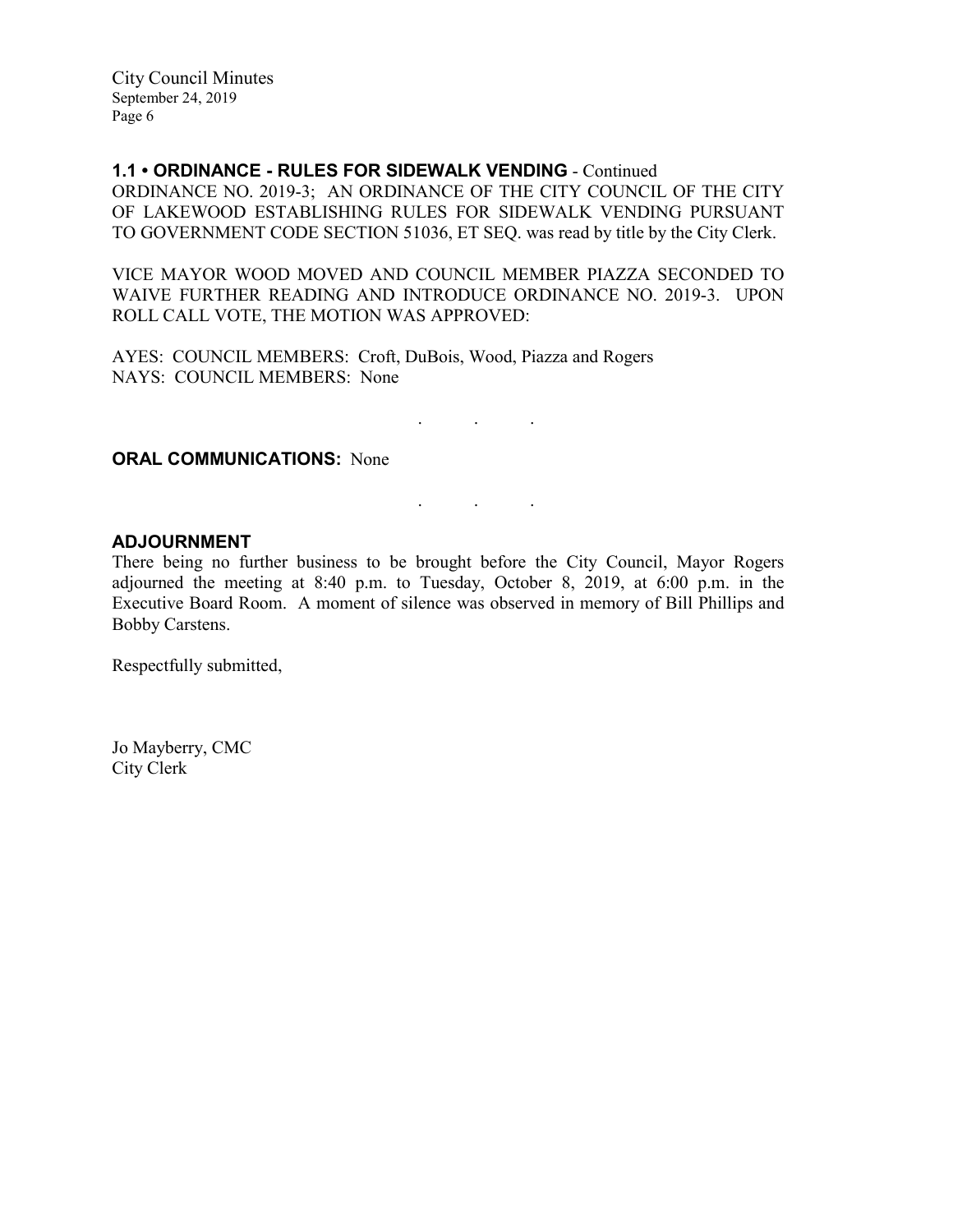**1.1 • ORDINANCE - RULES FOR SIDEWALK VENDING** - Continued

ORDINANCE NO. 2019-3; AN ORDINANCE OF THE CITY COUNCIL OF THE CITY OF LAKEWOOD ESTABLISHING RULES FOR SIDEWALK VENDING PURSUANT TO GOVERNMENT CODE SECTION 51036, ET SEQ. was read by title by the City Clerk.

VICE MAYOR WOOD MOVED AND COUNCIL MEMBER PIAZZA SECONDED TO WAIVE FURTHER READING AND INTRODUCE ORDINANCE NO. 2019-3. UPON ROLL CALL VOTE, THE MOTION WAS APPROVED:

AYES: COUNCIL MEMBERS: Croft, DuBois, Wood, Piazza and Rogers
NAYS: COUNCIL MEMBERS: None

. . .

**ORAL COMMUNICATIONS:** None

. . .

**ADJOURNMENT**

There being no further business to be brought before the City Council, Mayor Rogers adjourned the meeting at 8:40 p.m. to Tuesday, October 8, 2019, at 6:00 p.m. in the Executive Board Room. A moment of silence was observed in memory of Bill Phillips and Bobby Carstens.

Respectfully submitted,

Jo Mayberry, CMC
City Clerk